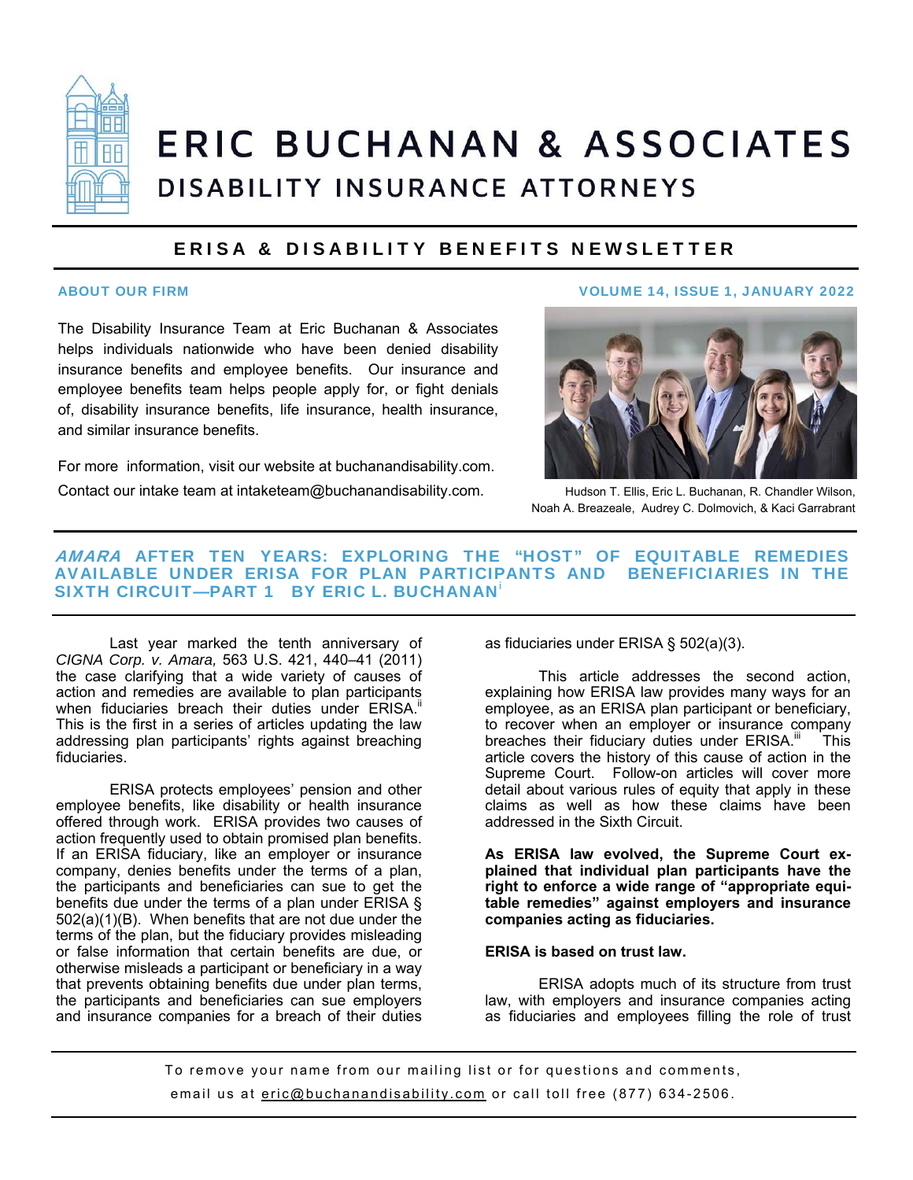# ERIC BUCHANAN & ASSOCIATES

## DISABILITY INSURANCE ATTORNEYS

## ERISA & DISABILITY BENEFITS NEWSLETTER

**ABOUT OUR FIRM**

**VOLUME 14, ISSUE 1, JANUARY 2022**

The Disability Insurance Team at Eric Buchanan & Associates helps individuals nationwide who have been denied disability insurance benefits and employee benefits. Our insurance and employee benefits team helps people apply for, or fight denials of, disability insurance benefits, life insurance, health insurance, and similar insurance benefits.

For more information, visit our website at buchanandisability.com.
Contact our intake team at intaketeam@buchanandisability.com.

Hudson T. Ellis, Eric L. Buchanan, R. Chandler Wilson, Noah A. Breazeale, Audrey C. Dolmovich, & Kaci Garrabrant

## *AMARA* AFTER TEN YEARS: EXPLORING THE "HOST" OF EQUITABLE REMEDIES AVAILABLE UNDER ERISA FOR PLAN PARTICIPANTS AND BENEFICIARIES IN THE SIXTH CIRCUIT—PART 1 BY ERIC L. BUCHANAN[i]

Last year marked the tenth anniversary of *CIGNA Corp. v. Amara,* 563 U.S. 421, 440–41 (2011) the case clarifying that a wide variety of causes of action and remedies are available to plan participants when fiduciaries breach their duties under ERISA.[ii] This is the first in a series of articles updating the law addressing plan participants' rights against breaching fiduciaries.

ERISA protects employees' pension and other employee benefits, like disability or health insurance offered through work. ERISA provides two causes of action frequently used to obtain promised plan benefits. If an ERISA fiduciary, like an employer or insurance company, denies benefits under the terms of a plan, the participants and beneficiaries can sue to get the benefits due under the terms of a plan under ERISA § 502(a)(1)(B). When benefits that are not due under the terms of the plan, but the fiduciary provides misleading or false information that certain benefits are due, or otherwise misleads a participant or beneficiary in a way that prevents obtaining benefits due under plan terms, the participants and beneficiaries can sue employers and insurance companies for a breach of their duties as fiduciaries under ERISA § 502(a)(3).

This article addresses the second action, explaining how ERISA law provides many ways for an employee, as an ERISA plan participant or beneficiary, to recover when an employer or insurance company breaches their fiduciary duties under ERISA.[iii] This article covers the history of this cause of action in the Supreme Court. Follow-on articles will cover more detail about various rules of equity that apply in these claims as well as how these claims have been addressed in the Sixth Circuit.

**As ERISA law evolved, the Supreme Court explained that individual plan participants have the right to enforce a wide range of "appropriate equitable remedies" against employers and insurance companies acting as fiduciaries.**

**ERISA is based on trust law.**

ERISA adopts much of its structure from trust law, with employers and insurance companies acting as fiduciaries and employees filling the role of trust

To remove your name from our mailing list or for questions and comments, email us at eric@buchanandisability.com or call toll free (877) 634-2506.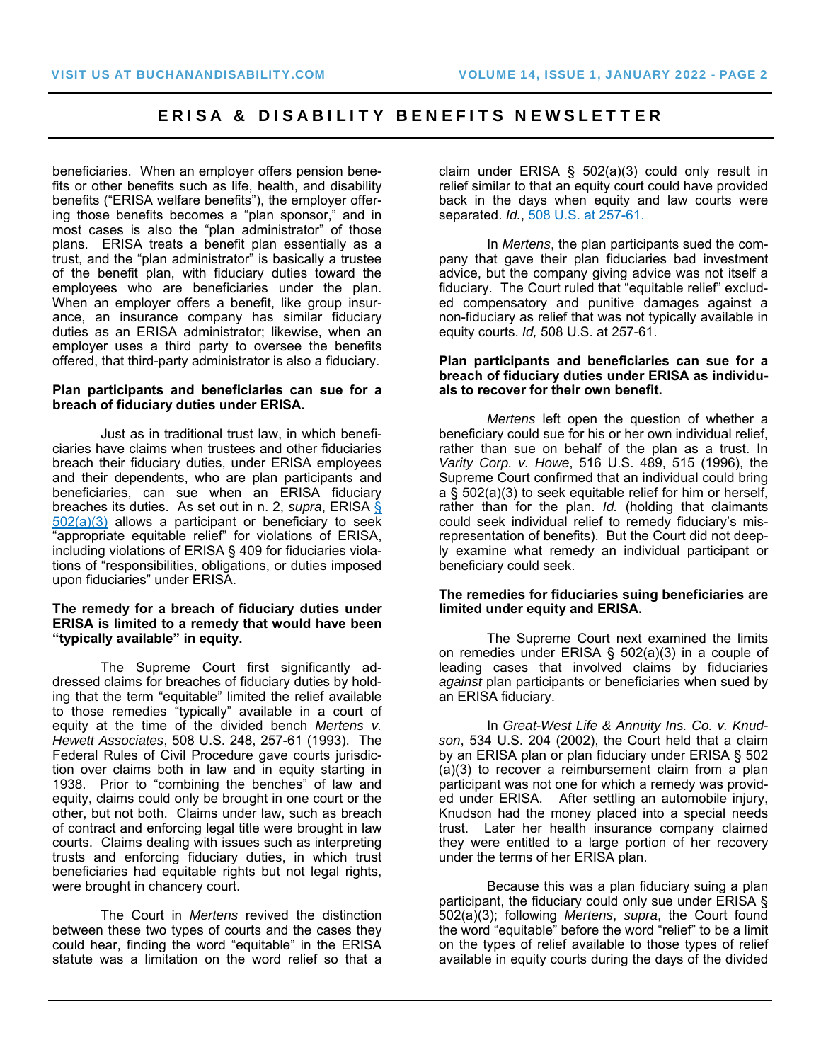beneficiaries. When an employer offers pension benefits or other benefits such as life, health, and disability benefits ("ERISA welfare benefits"), the employer offering those benefits becomes a "plan sponsor," and in most cases is also the "plan administrator" of those plans. ERISA treats a benefit plan essentially as a trust, and the "plan administrator" is basically a trustee of the benefit plan, with fiduciary duties toward the employees who are beneficiaries under the plan. When an employer offers a benefit, like group insurance, an insurance company has similar fiduciary duties as an ERISA administrator; likewise, when an employer uses a third party to oversee the benefits offered, that third-party administrator is also a fiduciary.

**Plan participants and beneficiaries can sue for a breach of fiduciary duties under ERISA.**

Just as in traditional trust law, in which beneficiaries have claims when trustees and other fiduciaries breach their fiduciary duties, under ERISA employees and their dependents, who are plan participants and beneficiaries, can sue when an ERISA fiduciary breaches its duties. As set out in n. 2, *supra*, ERISA § 502(a)(3) allows a participant or beneficiary to seek "appropriate equitable relief" for violations of ERISA, including violations of ERISA § 409 for fiduciaries violations of "responsibilities, obligations, or duties imposed upon fiduciaries" under ERISA.

**The remedy for a breach of fiduciary duties under ERISA is limited to a remedy that would have been "typically available" in equity.**

The Supreme Court first significantly addressed claims for breaches of fiduciary duties by holding that the term "equitable" limited the relief available to those remedies "typically" available in a court of equity at the time of the divided bench *Mertens v. Hewett Associates*, 508 U.S. 248, 257-61 (1993). The Federal Rules of Civil Procedure gave courts jurisdiction over claims both in law and in equity starting in 1938. Prior to "combining the benches" of law and equity, claims could only be brought in one court or the other, but not both. Claims under law, such as breach of contract and enforcing legal title were brought in law courts. Claims dealing with issues such as interpreting trusts and enforcing fiduciary duties, in which trust beneficiaries had equitable rights but not legal rights, were brought in chancery court.

The Court in *Mertens* revived the distinction between these two types of courts and the cases they could hear, finding the word "equitable" in the ERISA statute was a limitation on the word relief so that a claim under ERISA § 502(a)(3) could only result in relief similar to that an equity court could have provided back in the days when equity and law courts were separated. *Id.*, 508 U.S. at 257-61.

In *Mertens*, the plan participants sued the company that gave their plan fiduciaries bad investment advice, but the company giving advice was not itself a fiduciary. The Court ruled that "equitable relief" excluded compensatory and punitive damages against a non-fiduciary as relief that was not typically available in equity courts. *Id,* 508 U.S. at 257-61.

**Plan participants and beneficiaries can sue for a breach of fiduciary duties under ERISA as individuals to recover for their own benefit.**

*Mertens* left open the question of whether a beneficiary could sue for his or her own individual relief, rather than sue on behalf of the plan as a trust. In *Varity Corp. v. Howe*, 516 U.S. 489, 515 (1996), the Supreme Court confirmed that an individual could bring a § 502(a)(3) to seek equitable relief for him or herself, rather than for the plan. *Id.* (holding that claimants could seek individual relief to remedy fiduciary's misrepresentation of benefits). But the Court did not deeply examine what remedy an individual participant or beneficiary could seek.

**The remedies for fiduciaries suing beneficiaries are limited under equity and ERISA.**

The Supreme Court next examined the limits on remedies under ERISA § 502(a)(3) in a couple of leading cases that involved claims by fiduciaries *against* plan participants or beneficiaries when sued by an ERISA fiduciary.

In *Great-West Life & Annuity Ins. Co. v. Knudson*, 534 U.S. 204 (2002), the Court held that a claim by an ERISA plan or plan fiduciary under ERISA § 502 (a)(3) to recover a reimbursement claim from a plan participant was not one for which a remedy was provided under ERISA. After settling an automobile injury, Knudson had the money placed into a special needs trust. Later her health insurance company claimed they were entitled to a large portion of her recovery under the terms of her ERISA plan.

Because this was a plan fiduciary suing a plan participant, the fiduciary could only sue under ERISA § 502(a)(3); following *Mertens*, *supra*, the Court found the word "equitable" before the word "relief" to be a limit on the types of relief available to those types of relief available in equity courts during the days of the divided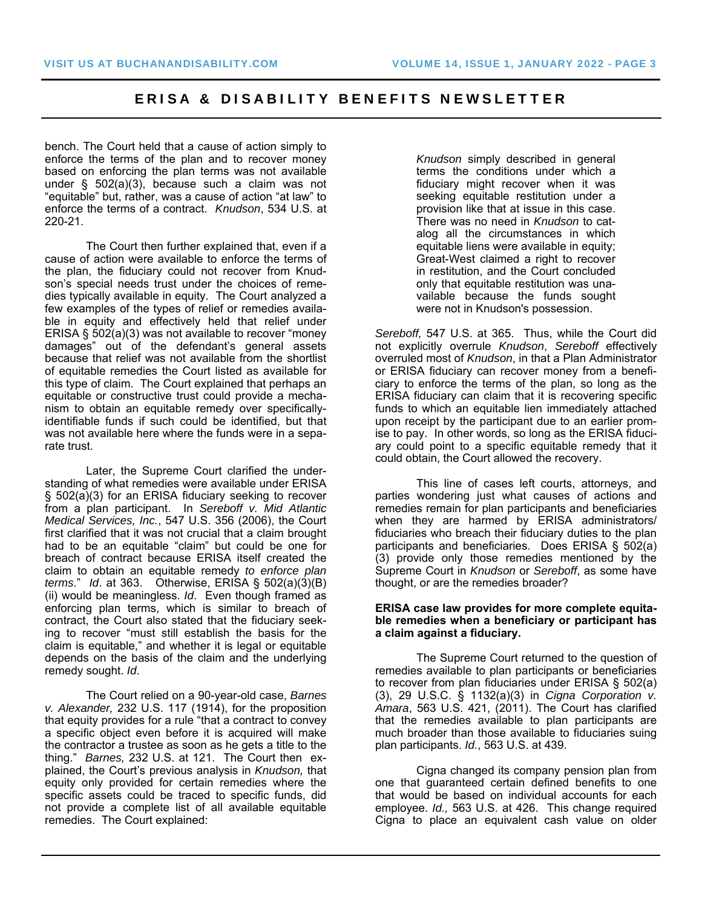bench. The Court held that a cause of action simply to enforce the terms of the plan and to recover money based on enforcing the plan terms was not available under § 502(a)(3), because such a claim was not "equitable" but, rather, was a cause of action "at law" to enforce the terms of a contract. *Knudson*, 534 U.S. at 220-21.

The Court then further explained that, even if a cause of action were available to enforce the terms of the plan, the fiduciary could not recover from Knudson's special needs trust under the choices of remedies typically available in equity. The Court analyzed a few examples of the types of relief or remedies available in equity and effectively held that relief under ERISA § 502(a)(3) was not available to recover "money damages" out of the defendant's general assets because that relief was not available from the shortlist of equitable remedies the Court listed as available for this type of claim. The Court explained that perhaps an equitable or constructive trust could provide a mechanism to obtain an equitable remedy over specifically-identifiable funds if such could be identified, but that was not available here where the funds were in a separate trust.

Later, the Supreme Court clarified the understanding of what remedies were available under ERISA § 502(a)(3) for an ERISA fiduciary seeking to recover from a plan participant. In *Sereboff v. Mid Atlantic Medical Services, Inc.*, 547 U.S. 356 (2006), the Court first clarified that it was not crucial that a claim brought had to be an equitable "claim" but could be one for breach of contract because ERISA itself created the claim to obtain an equitable remedy *to enforce plan terms*." *Id*. at 363. Otherwise, ERISA § 502(a)(3)(B)(ii) would be meaningless. *Id*. Even though framed as enforcing plan terms, which is similar to breach of contract, the Court also stated that the fiduciary seeking to recover "must still establish the basis for the claim is equitable," and whether it is legal or equitable depends on the basis of the claim and the underlying remedy sought. *Id*.

The Court relied on a 90-year-old case, *Barnes v. Alexander,* 232 U.S. 117 (1914), for the proposition that equity provides for a rule "that a contract to convey a specific object even before it is acquired will make the contractor a trustee as soon as he gets a title to the thing." *Barnes,* 232 U.S. at 121. The Court then explained, the Court's previous analysis in *Knudson,* that equity only provided for certain remedies where the specific assets could be traced to specific funds, did not provide a complete list of all available equitable remedies. The Court explained:

> *Knudson* simply described in general terms the conditions under which a fiduciary might recover when it was seeking equitable restitution under a provision like that at issue in this case. There was no need in *Knudson* to catalog all the circumstances in which equitable liens were available in equity; Great-West claimed a right to recover in restitution, and the Court concluded only that equitable restitution was unavailable because the funds sought were not in Knudson's possession.

*Sereboff,* 547 U.S. at 365. Thus, while the Court did not explicitly overrule *Knudson*, *Sereboff* effectively overruled most of *Knudson*, in that a Plan Administrator or ERISA fiduciary can recover money from a beneficiary to enforce the terms of the plan, so long as the ERISA fiduciary can claim that it is recovering specific funds to which an equitable lien immediately attached upon receipt by the participant due to an earlier promise to pay. In other words, so long as the ERISA fiduciary could point to a specific equitable remedy that it could obtain, the Court allowed the recovery.

This line of cases left courts, attorneys, and parties wondering just what causes of actions and remedies remain for plan participants and beneficiaries when they are harmed by ERISA administrators/fiduciaries who breach their fiduciary duties to the plan participants and beneficiaries. Does ERISA § 502(a)(3) provide only those remedies mentioned by the Supreme Court in *Knudson* or *Sereboff*, as some have thought, or are the remedies broader?

**ERISA case law provides for more complete equitable remedies when a beneficiary or participant has a claim against a fiduciary.**

The Supreme Court returned to the question of remedies available to plan participants or beneficiaries to recover from plan fiduciaries under ERISA § 502(a)(3), 29 U.S.C. § 1132(a)(3) in *Cigna Corporation v. Amara*, 563 U.S. 421, (2011). The Court has clarified that the remedies available to plan participants are much broader than those available to fiduciaries suing plan participants. *Id.*, 563 U.S. at 439.

Cigna changed its company pension plan from one that guaranteed certain defined benefits to one that would be based on individual accounts for each employee. *Id.,* 563 U.S. at 426. This change required Cigna to place an equivalent cash value on older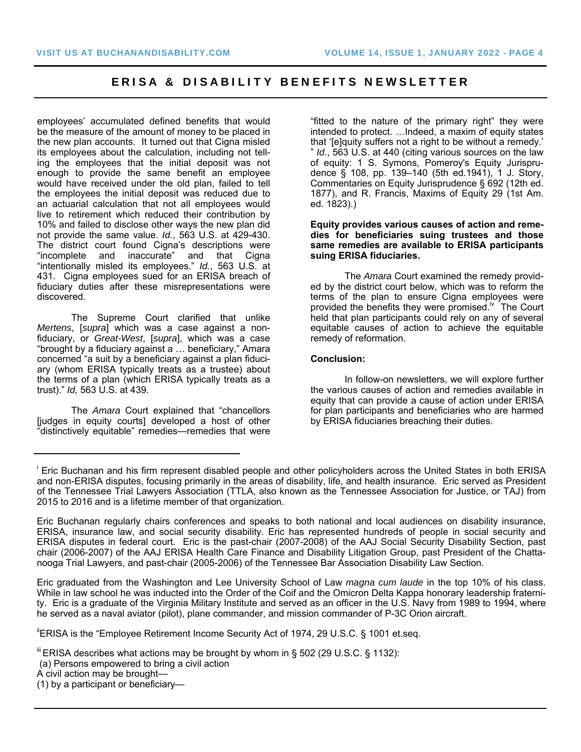employees' accumulated defined benefits that would be the measure of the amount of money to be placed in the new plan accounts. It turned out that Cigna misled its employees about the calculation, including not telling the employees that the initial deposit was not enough to provide the same benefit an employee would have received under the old plan, failed to tell the employees the initial deposit was reduced due to an actuarial calculation that not all employees would live to retirement which reduced their contribution by 10% and failed to disclose other ways the new plan did not provide the same value. *Id.*, 563 U.S. at 429-430. The district court found Cigna's descriptions were "incomplete and inaccurate" and that Cigna "intentionally misled its employees." *Id.*, 563 U.S. at 431. Cigna employees sued for an ERISA breach of fiduciary duties after these misrepresentations were discovered.

The Supreme Court clarified that unlike *Mertens*, [*supra*] which was a case against a non-fiduciary, or *Great-West*, [*supra*], which was a case "brought by a fiduciary against a … beneficiary," Amara concerned "a suit by a beneficiary against a plan fiduciary (whom ERISA typically treats as a trustee) about the terms of a plan (which ERISA typically treats as a trust)." *Id,* 563 U.S. at 439.

The *Amara* Court explained that "chancellors [judges in equity courts] developed a host of other "distinctively equitable" remedies—remedies that were "fitted to the nature of the primary right" they were intended to protect. …Indeed, a maxim of equity states that '[e]quity suffers not a right to be without a remedy.' " *Id*., 563 U.S. at 440 (citing various sources on the law of equity: 1 S. Symons, Pomeroy's Equity Jurisprudence § 108, pp. 139–140 (5th ed.1941), 1 J. Story, Commentaries on Equity Jurisprudence § 692 (12th ed. 1877), and R. Francis, Maxims of Equity 29 (1st Am. ed. 1823).)

**Equity provides various causes of action and remedies for beneficiaries suing trustees and those same remedies are available to ERISA participants suing ERISA fiduciaries.**

The *Amara* Court examined the remedy provided by the district court below, which was to reform the terms of the plan to ensure Cigna employees were provided the benefits they were promised.[iv] The Court held that plan participants could rely on any of several equitable causes of action to achieve the equitable remedy of reformation.

**Conclusion:**

In follow-on newsletters, we will explore further the various causes of action and remedies available in equity that can provide a cause of action under ERISA for plan participants and beneficiaries who are harmed by ERISA fiduciaries breaching their duties.

---

[i] Eric Buchanan and his firm represent disabled people and other policyholders across the United States in both ERISA and non-ERISA disputes, focusing primarily in the areas of disability, life, and health insurance. Eric served as President of the Tennessee Trial Lawyers Association (TTLA, also known as the Tennessee Association for Justice, or TAJ) from 2015 to 2016 and is a lifetime member of that organization.

Eric Buchanan regularly chairs conferences and speaks to both national and local audiences on disability insurance, ERISA, insurance law, and social security disability. Eric has represented hundreds of people in social security and ERISA disputes in federal court. Eric is the past-chair (2007-2008) of the AAJ Social Security Disability Section, past chair (2006-2007) of the AAJ ERISA Health Care Finance and Disability Litigation Group, past President of the Chattanooga Trial Lawyers, and past-chair (2005-2006) of the Tennessee Bar Association Disability Law Section.

Eric graduated from the Washington and Lee University School of Law *magna cum laude* in the top 10% of his class. While in law school he was inducted into the Order of the Coif and the Omicron Delta Kappa honorary leadership fraternity. Eric is a graduate of the Virginia Military Institute and served as an officer in the U.S. Navy from 1989 to 1994, where he served as a naval aviator (pilot), plane commander, and mission commander of P-3C Orion aircraft.

[ii] ERISA is the "Employee Retirement Income Security Act of 1974, 29 U.S.C. § 1001 et.seq.

[iii] ERISA describes what actions may be brought by whom in § 502 (29 U.S.C. § 1132):
(a) Persons empowered to bring a civil action
A civil action may be brought—
(1) by a participant or beneficiary—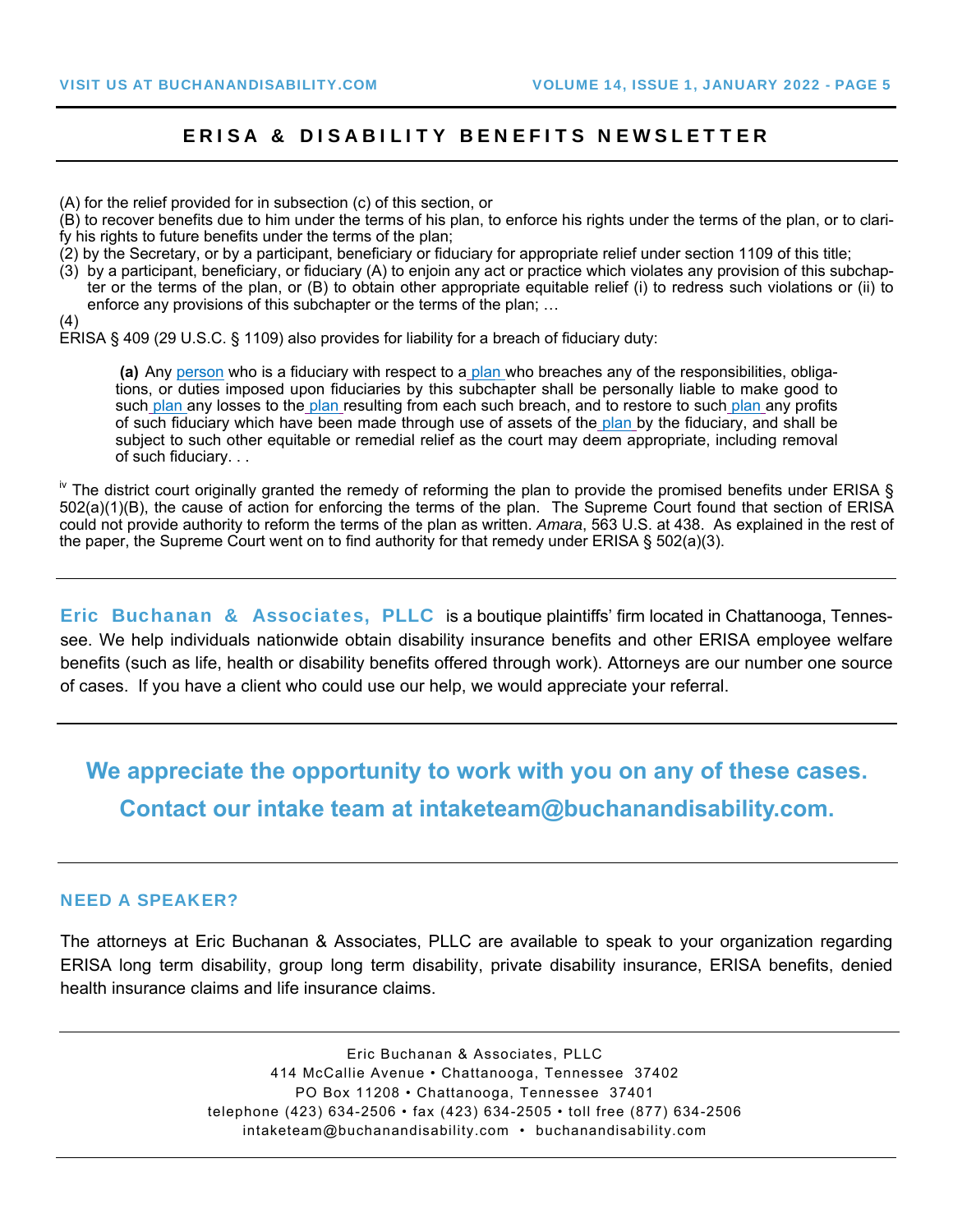(A) for the relief provided for in subsection (c) of this section, or

(B) to recover benefits due to him under the terms of his plan, to enforce his rights under the terms of the plan, or to clarify his rights to future benefits under the terms of the plan;

(2) by the Secretary, or by a participant, beneficiary or fiduciary for appropriate relief under section 1109 of this title;

(3) by a participant, beneficiary, or fiduciary (A) to enjoin any act or practice which violates any provision of this subchapter or the terms of the plan, or (B) to obtain other appropriate equitable relief (i) to redress such violations or (ii) to enforce any provisions of this subchapter or the terms of the plan; …

(4)

ERISA § 409 (29 U.S.C. § 1109) also provides for liability for a breach of fiduciary duty:

> **(a)** Any person who is a fiduciary with respect to a plan who breaches any of the responsibilities, obligations, or duties imposed upon fiduciaries by this subchapter shall be personally liable to make good to such plan any losses to the plan resulting from each such breach, and to restore to such plan any profits of such fiduciary which have been made through use of assets of the plan by the fiduciary, and shall be subject to such other equitable or remedial relief as the court may deem appropriate, including removal of such fiduciary. . .

[iv] The district court originally granted the remedy of reforming the plan to provide the promised benefits under ERISA § 502(a)(1)(B), the cause of action for enforcing the terms of the plan. The Supreme Court found that section of ERISA could not provide authority to reform the terms of the plan as written. *Amara*, 563 U.S. at 438. As explained in the rest of the paper, the Supreme Court went on to find authority for that remedy under ERISA § 502(a)(3).

---

**Eric Buchanan & Associates, PLLC** is a boutique plaintiffs' firm located in Chattanooga, Tennessee. We help individuals nationwide obtain disability insurance benefits and other ERISA employee welfare benefits (such as life, health or disability benefits offered through work). Attorneys are our number one source of cases. If you have a client who could use our help, we would appreciate your referral.

---

## We appreciate the opportunity to work with you on any of these cases.

## Contact our intake team at intaketeam@buchanandisability.com.

---

### NEED A SPEAKER?

The attorneys at Eric Buchanan & Associates, PLLC are available to speak to your organization regarding ERISA long term disability, group long term disability, private disability insurance, ERISA benefits, denied health insurance claims and life insurance claims.

---

Eric Buchanan & Associates, PLLC
414 McCallie Avenue • Chattanooga, Tennessee 37402
PO Box 11208 • Chattanooga, Tennessee 37401
telephone (423) 634-2506 • fax (423) 634-2505 • toll free (877) 634-2506
intaketeam@buchanandisability.com • buchanandisability.com